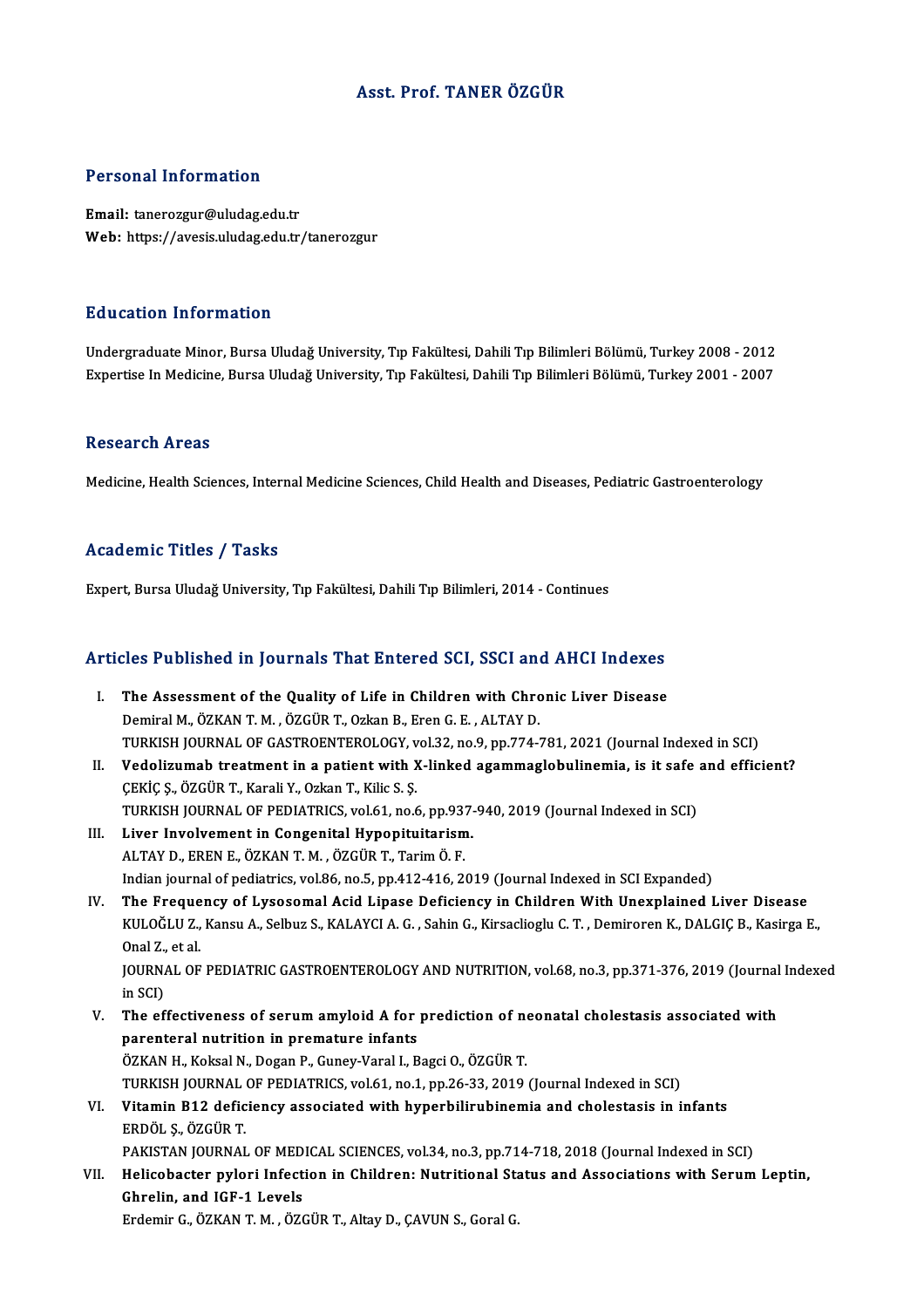# Asst. Prof. TANER ÖZGÜR

## Personal Information

**Email:** tanerozgur@uludag.edu.tr
**Web:** https://avesis.uludag.edu.tr/tanerozgur

## Education Information

Undergraduate Minor, Bursa Uludağ University, Tıp Fakültesi, Dahili Tıp Bilimleri Bölümü, Turkey 2008 - 2012
Expertise In Medicine, Bursa Uludağ University, Tıp Fakültesi, Dahili Tıp Bilimleri Bölümü, Turkey 2001 - 2007

## Research Areas

Medicine, Health Sciences, Internal Medicine Sciences, Child Health and Diseases, Pediatric Gastroenterology

## Academic Titles / Tasks

Expert, Bursa Uludağ University, Tıp Fakültesi, Dahili Tıp Bilimleri, 2014 - Continues

## Articles Published in Journals That Entered SCI, SSCI and AHCI Indexes

I. **The Assessment of the Quality of Life in Children with Chronic Liver Disease**
Demiral M., ÖZKAN T. M. , ÖZGÜR T., Ozkan B., Eren G. E. , ALTAY D.
TURKISH JOURNAL OF GASTROENTEROLOGY, vol.32, no.9, pp.774-781, 2021 (Journal Indexed in SCI)

II. **Vedolizumab treatment in a patient with X-linked agammaglobulinemia, is it safe and efficient?**
ÇEKİÇ Ş., ÖZGÜR T., Karali Y., Ozkan T., Kilic S. Ş.
TURKISH JOURNAL OF PEDIATRICS, vol.61, no.6, pp.937-940, 2019 (Journal Indexed in SCI)

III. **Liver Involvement in Congenital Hypopituitarism.**
ALTAY D., EREN E., ÖZKAN T. M. , ÖZGÜR T., Tarim Ö. F.
Indian journal of pediatrics, vol.86, no.5, pp.412-416, 2019 (Journal Indexed in SCI Expanded)

IV. **The Frequency of Lysosomal Acid Lipase Deficiency in Children With Unexplained Liver Disease**
KULOĞLU Z., Kansu A., Selbuz S., KALAYCI A. G. , Sahin G., Kirsaclioglu C. T. , Demiroren K., DALGIÇ B., Kasirga E., Onal Z., et al.
JOURNAL OF PEDIATRIC GASTROENTEROLOGY AND NUTRITION, vol.68, no.3, pp.371-376, 2019 (Journal Indexed in SCI)

V. **The effectiveness of serum amyloid A for prediction of neonatal cholestasis associated with parenteral nutrition in premature infants**
ÖZKAN H., Koksal N., Dogan P., Guney-Varal I., Bagci O., ÖZGÜR T.
TURKISH JOURNAL OF PEDIATRICS, vol.61, no.1, pp.26-33, 2019 (Journal Indexed in SCI)

VI. **Vitamin B12 deficiency associated with hyperbilirubinemia and cholestasis in infants**
ERDÖL Ş., ÖZGÜR T.
PAKISTAN JOURNAL OF MEDICAL SCIENCES, vol.34, no.3, pp.714-718, 2018 (Journal Indexed in SCI)

VII. **Helicobacter pylori Infection in Children: Nutritional Status and Associations with Serum Leptin, Ghrelin, and IGF-1 Levels**
Erdemir G., ÖZKAN T. M. , ÖZGÜR T., Altay D., ÇAVUN S., Goral G.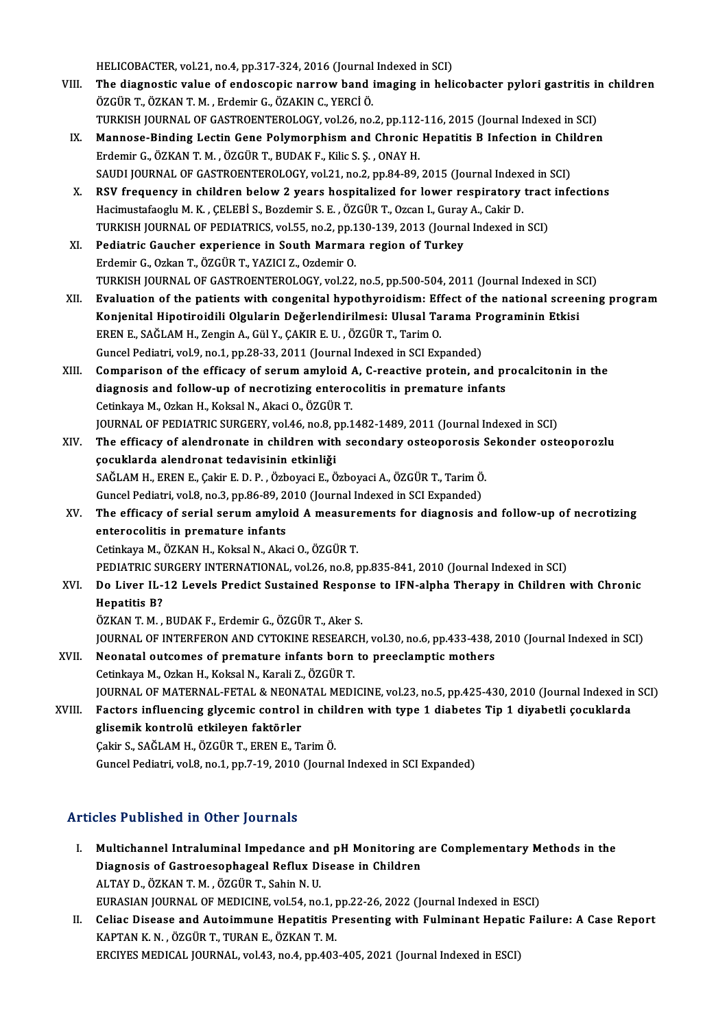HELICOBACTER, vol.21, no.4, pp.317-324, 2016 (Journal Indexed in SCI)

VIII. **The diagnostic value of endoscopic narrow band imaging in helicobacter pylori gastritis in children**
ÖZGÜR T., ÖZKAN T. M. , Erdemir G., ÖZAKIN C., YERCİ Ö.
TURKISH JOURNAL OF GASTROENTEROLOGY, vol.26, no.2, pp.112-116, 2015 (Journal Indexed in SCI)

IX. **Mannose-Binding Lectin Gene Polymorphism and Chronic Hepatitis B Infection in Children**
Erdemir G., ÖZKAN T. M. , ÖZGÜR T., BUDAK F., Kilic S. Ş. , ONAY H.
SAUDI JOURNAL OF GASTROENTEROLOGY, vol.21, no.2, pp.84-89, 2015 (Journal Indexed in SCI)

X. **RSV frequency in children below 2 years hospitalized for lower respiratory tract infections**
Hacimustafaoglu M. K. , ÇELEBİ S., Bozdemir S. E. , ÖZGÜR T., Ozcan I., Guray A., Cakir D.
TURKISH JOURNAL OF PEDIATRICS, vol.55, no.2, pp.130-139, 2013 (Journal Indexed in SCI)

XI. **Pediatric Gaucher experience in South Marmara region of Turkey**
Erdemir G., Ozkan T., ÖZGÜR T., YAZICI Z., Ozdemir O.
TURKISH JOURNAL OF GASTROENTEROLOGY, vol.22, no.5, pp.500-504, 2011 (Journal Indexed in SCI)

XII. **Evaluation of the patients with congenital hypothyroidism: Effect of the national screening program Konjenital Hipotiroidili Olgularin Değerlendirilmesi: Ulusal Tarama Programinin Etkisi**
EREN E., SAĞLAM H., Zengin A., Gül Y., ÇAKIR E. U. , ÖZGÜR T., Tarim O.
Guncel Pediatri, vol.9, no.1, pp.28-33, 2011 (Journal Indexed in SCI Expanded)

XIII. **Comparison of the efficacy of serum amyloid A, C-reactive protein, and procalcitonin in the diagnosis and follow-up of necrotizing enterocolitis in premature infants**
Cetinkaya M., Ozkan H., Koksal N., Akaci O., ÖZGÜR T.
JOURNAL OF PEDIATRIC SURGERY, vol.46, no.8, pp.1482-1489, 2011 (Journal Indexed in SCI)

XIV. **The efficacy of alendronate in children with secondary osteoporosis Sekonder osteoporozlu çocuklarda alendronat tedavisinin etkinliği**
SAĞLAM H., EREN E., Çakir E. D. P. , Özboyaci E., Özboyaci A., ÖZGÜR T., Tarim Ö.
Guncel Pediatri, vol.8, no.3, pp.86-89, 2010 (Journal Indexed in SCI Expanded)

XV. **The efficacy of serial serum amyloid A measurements for diagnosis and follow-up of necrotizing enterocolitis in premature infants**
Cetinkaya M., ÖZKAN H., Koksal N., Akaci O., ÖZGÜR T.
PEDIATRIC SURGERY INTERNATIONAL, vol.26, no.8, pp.835-841, 2010 (Journal Indexed in SCI)

XVI. **Do Liver IL-12 Levels Predict Sustained Response to IFN-alpha Therapy in Children with Chronic Hepatitis B?**
ÖZKAN T. M. , BUDAK F., Erdemir G., ÖZGÜR T., Aker S.
JOURNAL OF INTERFERON AND CYTOKINE RESEARCH, vol.30, no.6, pp.433-438, 2010 (Journal Indexed in SCI)

XVII. **Neonatal outcomes of premature infants born to preeclamptic mothers**
Cetinkaya M., Ozkan H., Koksal N., Karali Z., ÖZGÜR T.
JOURNAL OF MATERNAL-FETAL & NEONATAL MEDICINE, vol.23, no.5, pp.425-430, 2010 (Journal Indexed in SCI)

XVIII. **Factors influencing glycemic control in children with type 1 diabetes Tip 1 diyabetli çocuklarda glisemik kontrolü etkileyen faktörler**
Çakir S., SAĞLAM H., ÖZGÜR T., EREN E., Tarim Ö.
Guncel Pediatri, vol.8, no.1, pp.7-19, 2010 (Journal Indexed in SCI Expanded)

## Articles Published in Other Journals

I. **Multichannel Intraluminal Impedance and pH Monitoring are Complementary Methods in the Diagnosis of Gastroesophageal Reflux Disease in Children**
ALTAY D., ÖZKAN T. M. , ÖZGÜR T., Sahin N. U.
EURASIAN JOURNAL OF MEDICINE, vol.54, no.1, pp.22-26, 2022 (Journal Indexed in ESCI)

II. **Celiac Disease and Autoimmune Hepatitis Presenting with Fulminant Hepatic Failure: A Case Report**
KAPTAN K. N. , ÖZGÜR T., TURAN E., ÖZKAN T. M.
ERCIYES MEDICAL JOURNAL, vol.43, no.4, pp.403-405, 2021 (Journal Indexed in ESCI)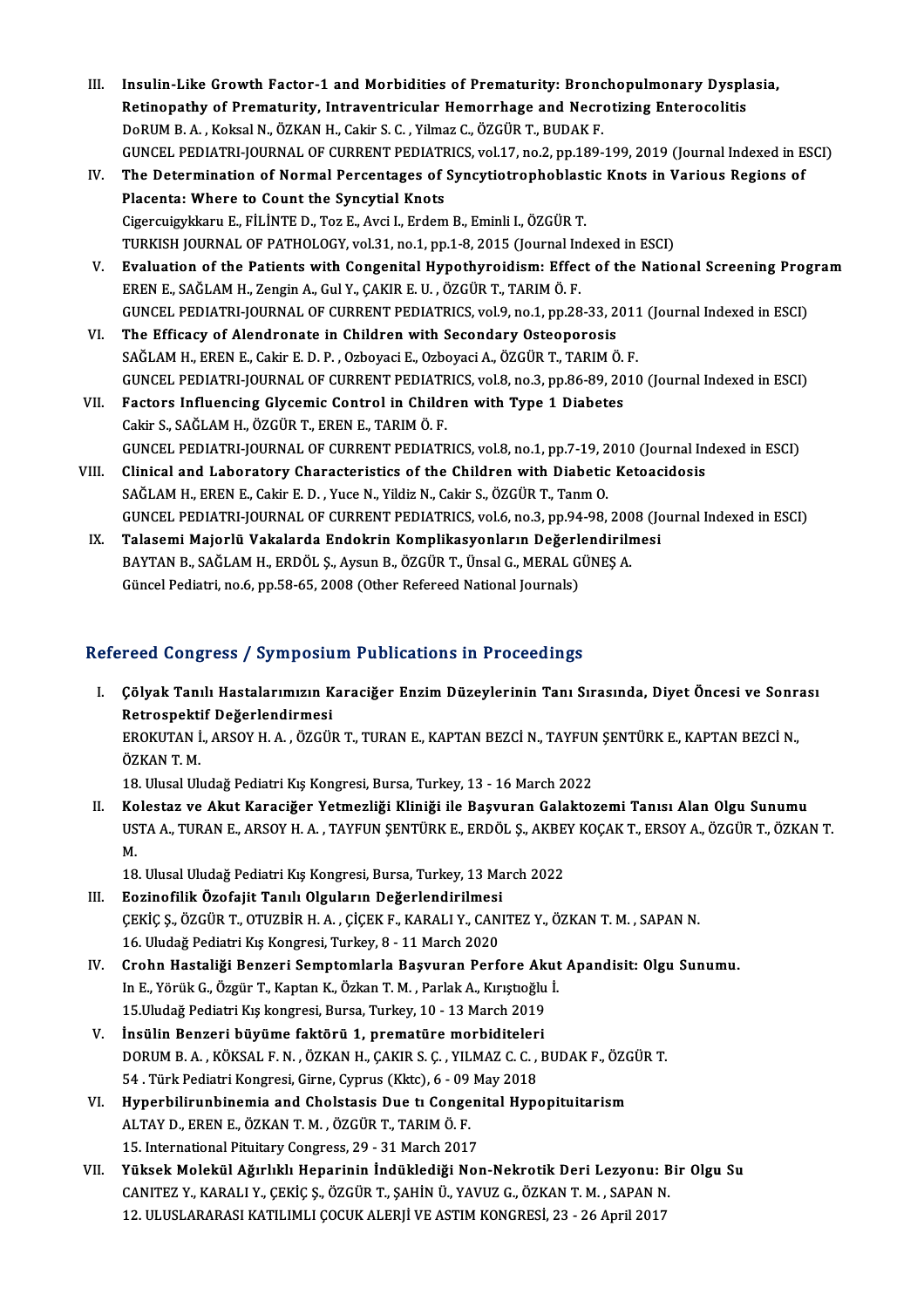III. **Insulin-Like Growth Factor-1 and Morbidities of Prematurity: Bronchopulmonary Dysplasia, Retinopathy of Prematurity, Intraventricular Hemorrhage and Necrotizing Enterocolitis**
DoRUM B. A. , Koksal N., ÖZKAN H., Cakir S. C. , Yilmaz C., ÖZGÜR T., BUDAK F.
GUNCEL PEDIATRI-JOURNAL OF CURRENT PEDIATRICS, vol.17, no.2, pp.189-199, 2019 (Journal Indexed in ESCI)

IV. **The Determination of Normal Percentages of Syncytiotrophoblastic Knots in Various Regions of Placenta: Where to Count the Syncytial Knots**
Cigercuigykkaru E., FİLİNTE D., Toz E., Avci I., Erdem B., Eminli I., ÖZGÜR T.
TURKISH JOURNAL OF PATHOLOGY, vol.31, no.1, pp.1-8, 2015 (Journal Indexed in ESCI)

V. **Evaluation of the Patients with Congenital Hypothyroidism: Effect of the National Screening Program**
EREN E., SAĞLAM H., Zengin A., Gul Y., ÇAKIR E. U. , ÖZGÜR T., TARIM Ö. F.
GUNCEL PEDIATRI-JOURNAL OF CURRENT PEDIATRICS, vol.9, no.1, pp.28-33, 2011 (Journal Indexed in ESCI)

VI. **The Efficacy of Alendronate in Children with Secondary Osteoporosis**
SAĞLAM H., EREN E., Cakir E. D. P. , Ozboyaci E., Ozboyaci A., ÖZGÜR T., TARIM Ö. F.
GUNCEL PEDIATRI-JOURNAL OF CURRENT PEDIATRICS, vol.8, no.3, pp.86-89, 2010 (Journal Indexed in ESCI)

VII. **Factors Influencing Glycemic Control in Children with Type 1 Diabetes**
Cakir S., SAĞLAM H., ÖZGÜR T., EREN E., TARIM Ö. F.
GUNCEL PEDIATRI-JOURNAL OF CURRENT PEDIATRICS, vol.8, no.1, pp.7-19, 2010 (Journal Indexed in ESCI)

VIII. **Clinical and Laboratory Characteristics of the Children with Diabetic Ketoacidosis**
SAĞLAM H., EREN E., Cakir E. D. , Yuce N., Yildiz N., Cakir S., ÖZGÜR T., Tarım O.
GUNCEL PEDIATRI-JOURNAL OF CURRENT PEDIATRICS, vol.6, no.3, pp.94-98, 2008 (Journal Indexed in ESCI)

IX. **Talasemi Majorlü Vakalarda Endokrin Komplikasyonların Değerlendirilmesi**
BAYTAN B., SAĞLAM H., ERDÖL Ş., Aysun B., ÖZGÜR T., Ünsal G., MERAL GÜNEŞ A.
Güncel Pediatri, no.6, pp.58-65, 2008 (Other Refereed National Journals)

## Refereed Congress / Symposium Publications in Proceedings

I. **Çölyak Tanılı Hastalarımızın Karaciğer Enzim Düzeylerinin Tanı Sırasında, Diyet Öncesi ve Sonrası Retrospektif Değerlendirmesi**
EROKUTAN İ., ARSOY H. A. , ÖZGÜR T., TURAN E., KAPTAN BEZCİ N., TAYFUN ŞENTÜRK E., KAPTAN BEZCİ N., ÖZKAN T. M.
18. Ulusal Uludağ Pediatri Kış Kongresi, Bursa, Turkey, 13 - 16 March 2022

II. **Kolestaz ve Akut Karaciğer Yetmezliği Kliniği ile Başvuran Galaktozemi Tanısı Alan Olgu Sunumu**
USTA A., TURAN E., ARSOY H. A. , TAYFUN ŞENTÜRK E., ERDÖL Ş., AKBEY KOÇAK T., ERSOY A., ÖZGÜR T., ÖZKAN T. M.
18. Ulusal Uludağ Pediatri Kış Kongresi, Bursa, Turkey, 13 March 2022

III. **Eozinofilik Özofajit Tanılı Olguların Değerlendirilmesi**
ÇEKİÇ Ş., ÖZGÜR T., OTUZBİR H. A. , ÇİÇEK F., KARALI Y., CANITEZ Y., ÖZKAN T. M. , SAPAN N.
16. Uludağ Pediatri Kış Kongresi, Turkey, 8 - 11 March 2020

IV. **Crohn Hastaliği Benzeri Semptomlarla Başvuran Perfore Akut Apandisit: Olgu Sunumu.**
In E., Yörük G., Özgür T., Kaptan K., Özkan T. M. , Parlak A., Kırıştıoğlu İ.
15.Uludağ Pediatri Kış kongresi, Bursa, Turkey, 10 - 13 March 2019

V. **İnsülin Benzeri büyüme faktörü 1, prematüre morbiditeleri**
DORUM B. A. , KÖKSAL F. N. , ÖZKAN H., ÇAKIR S. Ç. , YILMAZ C. C. , BUDAK F., ÖZGÜR T.
54 . Türk Pediatri Kongresi, Girne, Cyprus (Kktc), 6 - 09 May 2018

VI. **Hyperbilirunbinemia and Cholstasis Due tı Congenital Hypopituitarism**
ALTAY D., EREN E., ÖZKAN T. M. , ÖZGÜR T., TARIM Ö. F.
15. International Pituitary Congress, 29 - 31 March 2017

VII. **Yüksek Molekül Ağırlıklı Heparinin İndüklediği Non-Nekrotik Deri Lezyonu: Bir Olgu Su**
CANITEZ Y., KARALI Y., ÇEKİÇ Ş., ÖZGÜR T., ŞAHİN Ü., YAVUZ G., ÖZKAN T. M. , SAPAN N.
12. ULUSLARARASI KATILIMLI ÇOCUK ALERJİ VE ASTIM KONGRESİ, 23 - 26 April 2017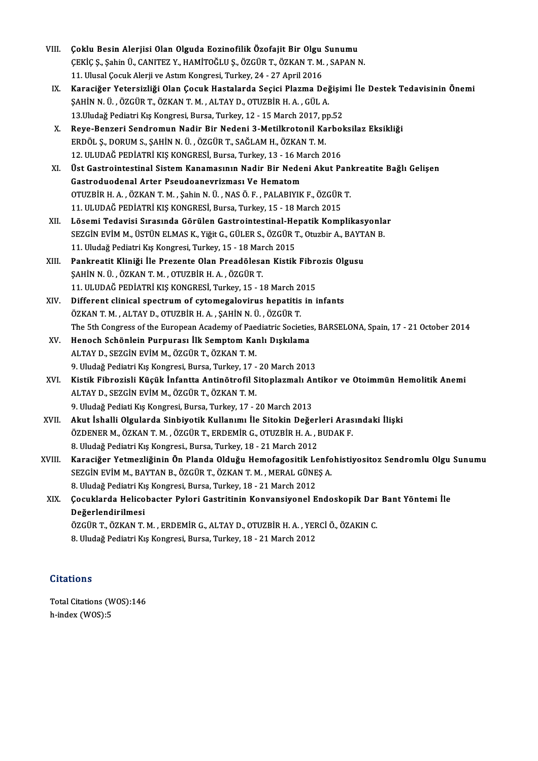VIII. **Çoklu Besin Alerjisi Olan Olguda Eozinofilik Özofajit Bir Olgu Sunumu**
ÇEKİÇ Ş., Şahin Ü., CANITEZ Y., HAMİTOĞLU Ş., ÖZGÜR T., ÖZKAN T. M. , SAPAN N.
11. Ulusal Çocuk Alerji ve Astım Kongresi, Turkey, 24 - 27 April 2016

IX. **Karaciğer Yetersizliği Olan Çocuk Hastalarda Seçici Plazma Değişimi İle Destek Tedavisinin Önemi**
ŞAHİN N. Ü. , ÖZGÜR T., ÖZKAN T. M. , ALTAY D., OTUZBİR H. A. , GÜL A.
13.Uludağ Pediatri Kış Kongresi, Bursa, Turkey, 12 - 15 March 2017, pp.52

X. **Reye-Benzeri Sendromun Nadir Bir Nedeni 3-Metilkrotonil Karboksilaz Eksikliği**
ERDÖL Ş., DORUM S., ŞAHİN N. Ü. , ÖZGÜR T., SAĞLAM H., ÖZKAN T. M.
12. ULUDAĞ PEDİATRİ KIŞ KONGRESİ, Bursa, Turkey, 13 - 16 March 2016

XI. **Üst Gastrointestinal Sistem Kanamasının Nadir Bir Nedeni Akut Pankreatite Bağlı Gelişen Gastroduodenal Arter Pseudoanevrizması Ve Hematom**
OTUZBİR H. A. , ÖZKAN T. M. , Şahin N. Ü. , NAS Ö. F. , PALABIYIK F., ÖZGÜR T.
11. ULUDAĞ PEDİATRİ KIŞ KONGRESİ, Bursa, Turkey, 15 - 18 March 2015

XII. **Lösemi Tedavisi Sırasında Görülen Gastrointestinal-Hepatik Komplikasyonlar**
SEZGİN EVİM M., ÜSTÜN ELMAS K., Yiğit G., GÜLER S., ÖZGÜR T., Otuzbir A., BAYTAN B.
11. Uludağ Pediatri Kış Kongresi, Turkey, 15 - 18 March 2015

XIII. **Pankreatit Kliniği İle Prezente Olan Preadölesan Kistik Fibrozis Olgusu**
ŞAHİN N. Ü. , ÖZKAN T. M. , OTUZBİR H. A. , ÖZGÜR T.
11. ULUDAĞ PEDİATRİ KIŞ KONGRESİ, Turkey, 15 - 18 March 2015

XIV. **Different clinical spectrum of cytomegalovirus hepatitis in infants**
ÖZKAN T. M. , ALTAY D., OTUZBİR H. A. , ŞAHİN N. Ü. , ÖZGÜR T.
The 5th Congress of the European Academy of Paediatric Societies, BARSELONA, Spain, 17 - 21 October 2014

XV. **Henoch Schönlein Purpurası İlk Semptom Kanlı Dışkılama**
ALTAY D., SEZGİN EVİM M., ÖZGÜR T., ÖZKAN T. M.
9. Uludağ Pediatri Kış Kongresi, Bursa, Turkey, 17 - 20 March 2013

XVI. **Kistik Fibrozisli Küçük İnfantta Antinötrofil Sitoplazmalı Antikor ve Otoimmün Hemolitik Anemi**
ALTAY D., SEZGİN EVİM M., ÖZGÜR T., ÖZKAN T. M.
9. Uludağ Pediati Kış Kongresi, Bursa, Turkey, 17 - 20 March 2013

XVII. **Akut İshalli Olgularda Sinbiyotik Kullanımı İle Sitokin Değerleri Arasındaki İlişki**
ÖZDENER M., ÖZKAN T. M. , ÖZGÜR T., ERDEMİR G., OTUZBİR H. A. , BUDAK F.
8. Uludağ Pediatri Kış Kongresi., Bursa, Turkey, 18 - 21 March 2012

XVIII. **Karaciğer Yetmezliğinin Ön Planda Olduğu Hemofagositik Lenfohistiyositoz Sendromlu Olgu Sunumu**
SEZGİN EVİM M., BAYTAN B., ÖZGÜR T., ÖZKAN T. M. , MERAL GÜNEŞ A.
8. Uludağ Pediatri Kış Kongresi, Bursa, Turkey, 18 - 21 March 2012

XIX. **Çocuklarda Helicobacter Pylori Gastritinin Konvansiyonel Endoskopik Dar Bant Yöntemi İle Değerlendirilmesi**
ÖZGÜR T., ÖZKAN T. M. , ERDEMİR G., ALTAY D., OTUZBİR H. A. , YERCİ Ö., ÖZAKIN C.
8. Uludağ Pediatri Kış Kongresi, Bursa, Turkey, 18 - 21 March 2012

## Citations

Total Citations (WOS):146
h-index (WOS):5